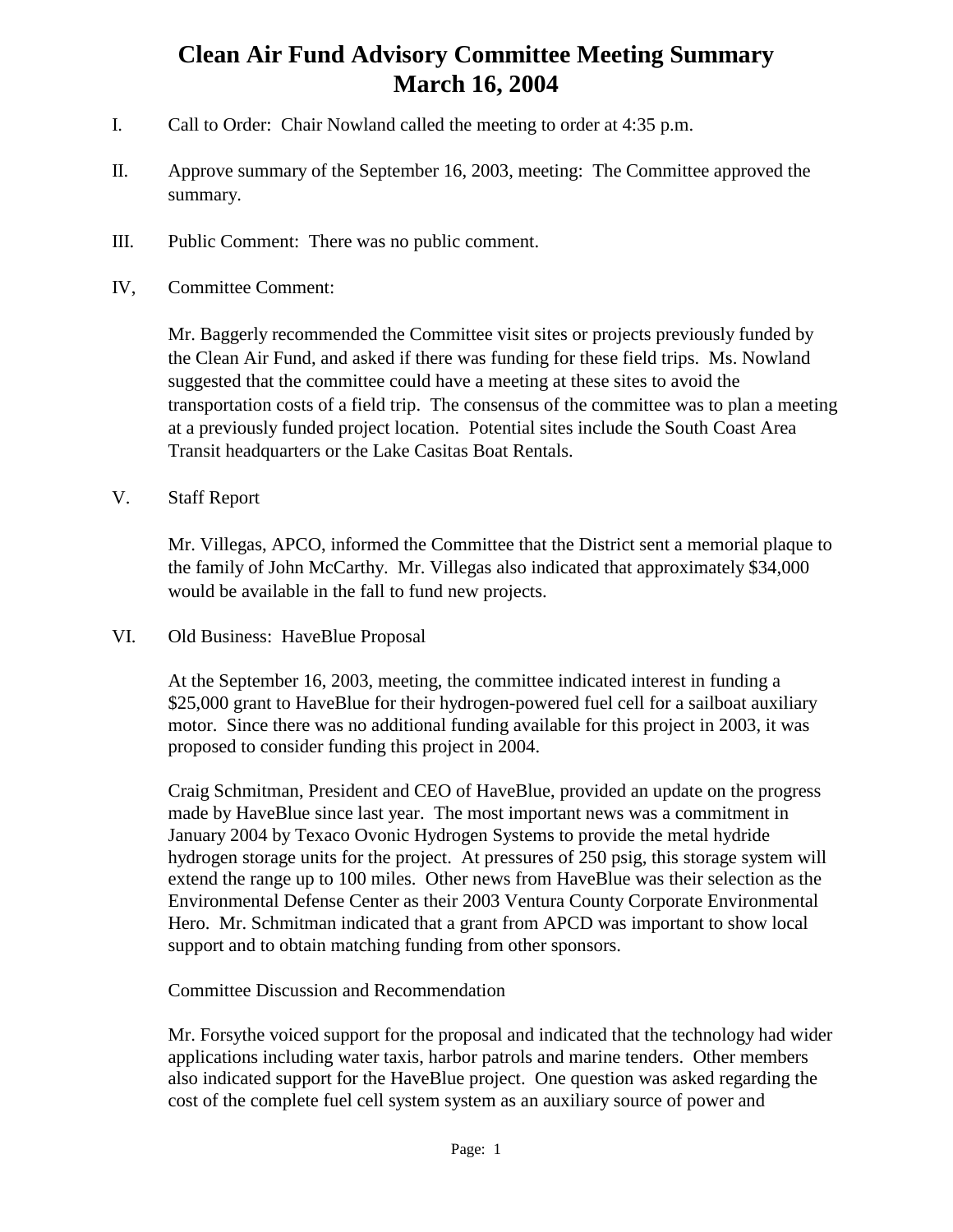# Clean Air Fund Advisory Committee Meeting Summary
# March 16, 2004

I. Call to Order: Chair Nowland called the meeting to order at 4:35 p.m.

II. Approve summary of the September 16, 2003, meeting: The Committee approved the summary.

III. Public Comment: There was no public comment.

IV, Committee Comment:

Mr. Baggerly recommended the Committee visit sites or projects previously funded by the Clean Air Fund, and asked if there was funding for these field trips. Ms. Nowland suggested that the committee could have a meeting at these sites to avoid the transportation costs of a field trip. The consensus of the committee was to plan a meeting at a previously funded project location. Potential sites include the South Coast Area Transit headquarters or the Lake Casitas Boat Rentals.

V. Staff Report

Mr. Villegas, APCO, informed the Committee that the District sent a memorial plaque to the family of John McCarthy. Mr. Villegas also indicated that approximately $34,000 would be available in the fall to fund new projects.

VI. Old Business: HaveBlue Proposal

At the September 16, 2003, meeting, the committee indicated interest in funding a $25,000 grant to HaveBlue for their hydrogen-powered fuel cell for a sailboat auxiliary motor. Since there was no additional funding available for this project in 2003, it was proposed to consider funding this project in 2004.

Craig Schmitman, President and CEO of HaveBlue, provided an update on the progress made by HaveBlue since last year. The most important news was a commitment in January 2004 by Texaco Ovonic Hydrogen Systems to provide the metal hydride hydrogen storage units for the project. At pressures of 250 psig, this storage system will extend the range up to 100 miles. Other news from HaveBlue was their selection as the Environmental Defense Center as their 2003 Ventura County Corporate Environmental Hero. Mr. Schmitman indicated that a grant from APCD was important to show local support and to obtain matching funding from other sponsors.

Committee Discussion and Recommendation

Mr. Forsythe voiced support for the proposal and indicated that the technology had wider applications including water taxis, harbor patrols and marine tenders. Other members also indicated support for the HaveBlue project. One question was asked regarding the cost of the complete fuel cell system system as an auxiliary source of power and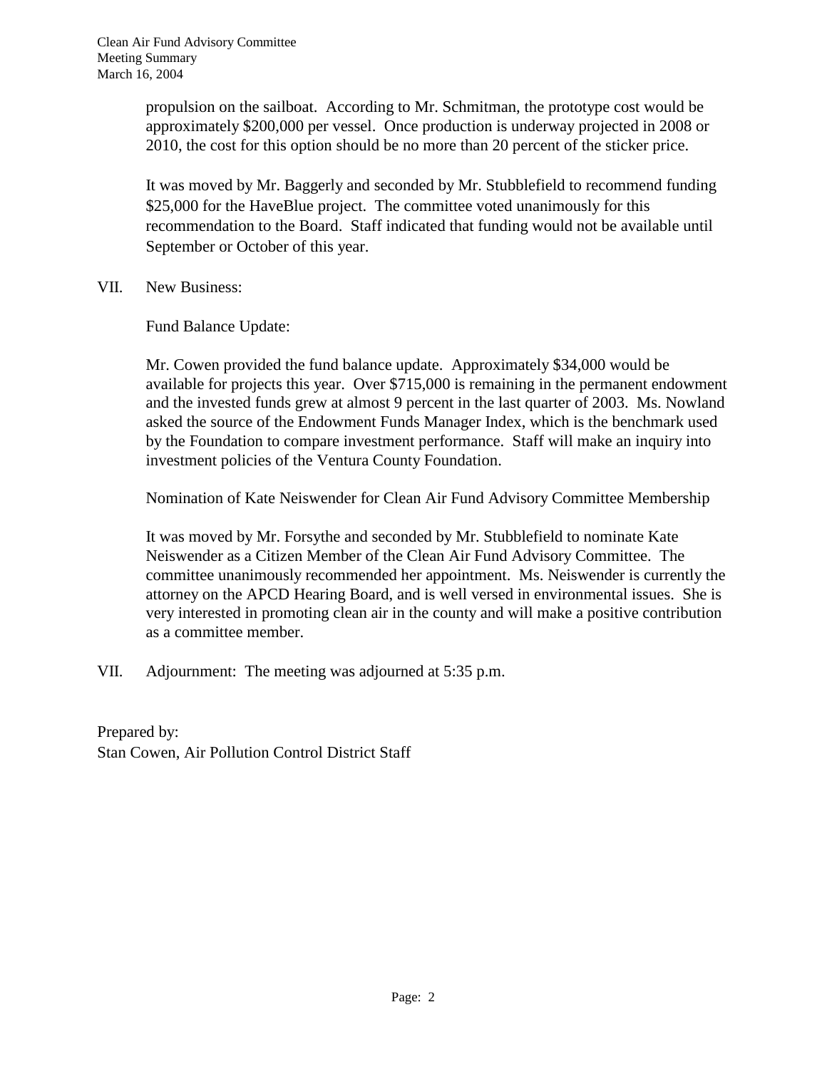propulsion on the sailboat. According to Mr. Schmitman, the prototype cost would be approximately $200,000 per vessel. Once production is underway projected in 2008 or 2010, the cost for this option should be no more than 20 percent of the sticker price.

It was moved by Mr. Baggerly and seconded by Mr. Stubblefield to recommend funding $25,000 for the HaveBlue project. The committee voted unanimously for this recommendation to the Board. Staff indicated that funding would not be available until September or October of this year.

VII. New Business:

Fund Balance Update:

Mr. Cowen provided the fund balance update. Approximately $34,000 would be available for projects this year. Over $715,000 is remaining in the permanent endowment and the invested funds grew at almost 9 percent in the last quarter of 2003. Ms. Nowland asked the source of the Endowment Funds Manager Index, which is the benchmark used by the Foundation to compare investment performance. Staff will make an inquiry into investment policies of the Ventura County Foundation.

Nomination of Kate Neiswender for Clean Air Fund Advisory Committee Membership

It was moved by Mr. Forsythe and seconded by Mr. Stubblefield to nominate Kate Neiswender as a Citizen Member of the Clean Air Fund Advisory Committee. The committee unanimously recommended her appointment. Ms. Neiswender is currently the attorney on the APCD Hearing Board, and is well versed in environmental issues. She is very interested in promoting clean air in the county and will make a positive contribution as a committee member.

VII. Adjournment: The meeting was adjourned at 5:35 p.m.

Prepared by:
Stan Cowen, Air Pollution Control District Staff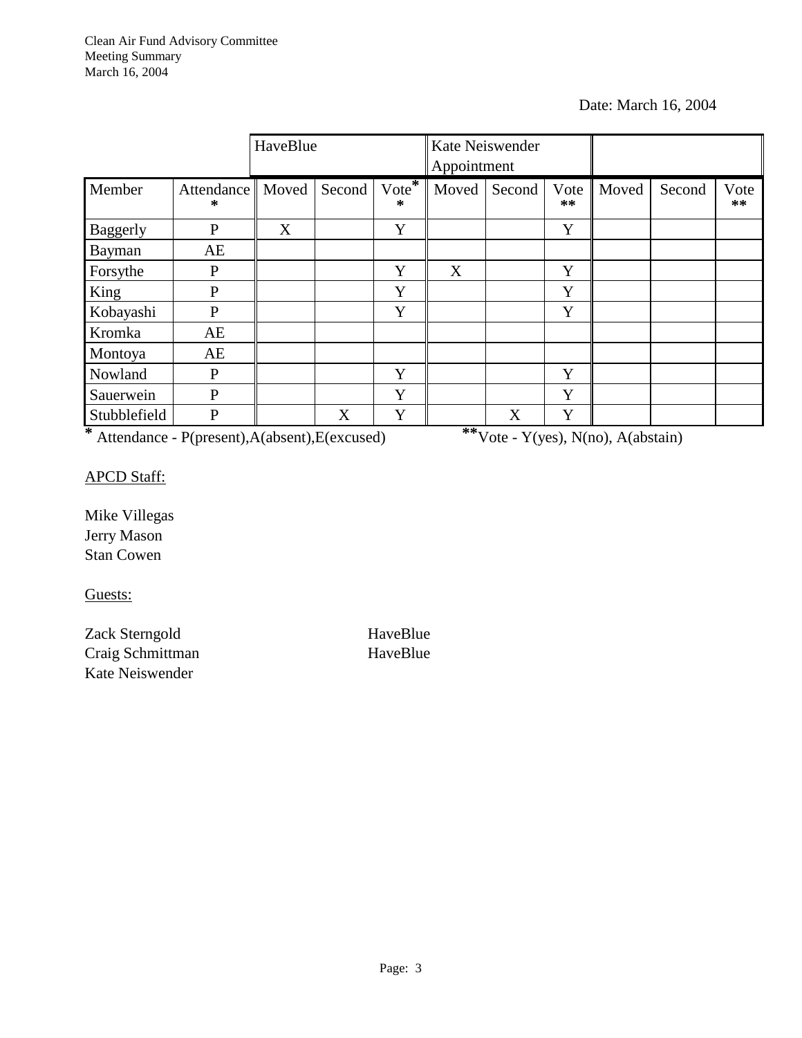Date: March 16, 2004

| | | HaveBlue | | | Kate Neiswender Appointment | | | | | |
|---|---|---|---|---|---|---|---|---|---|---|
| Member | Attendance * | Moved | Second | Vote* * | Moved | Second | Vote ** | Moved | Second | Vote ** |
| Baggerly | P | X | | Y | | | Y | | | |
| Bayman | AE | | | | | | | | | |
| Forsythe | P | | | Y | X | | Y | | | |
| King | P | | | Y | | | Y | | | |
| Kobayashi | P | | | Y | | | Y | | | |
| Kromka | AE | | | | | | | | | |
| Montoya | AE | | | | | | | | | |
| Nowland | P | | | Y | | | Y | | | |
| Sauerwein | P | | | Y | | | Y | | | |
| Stubblefield | P | | X | Y | | X | Y | | | |

* Attendance - P(present),A(absent),E(excused) **Vote - Y(yes), N(no), A(abstain)

APCD Staff:

Mike Villegas
Jerry Mason
Stan Cowen

Guests:

Zack Sterngold HaveBlue
Craig Schmittman HaveBlue
Kate Neiswender